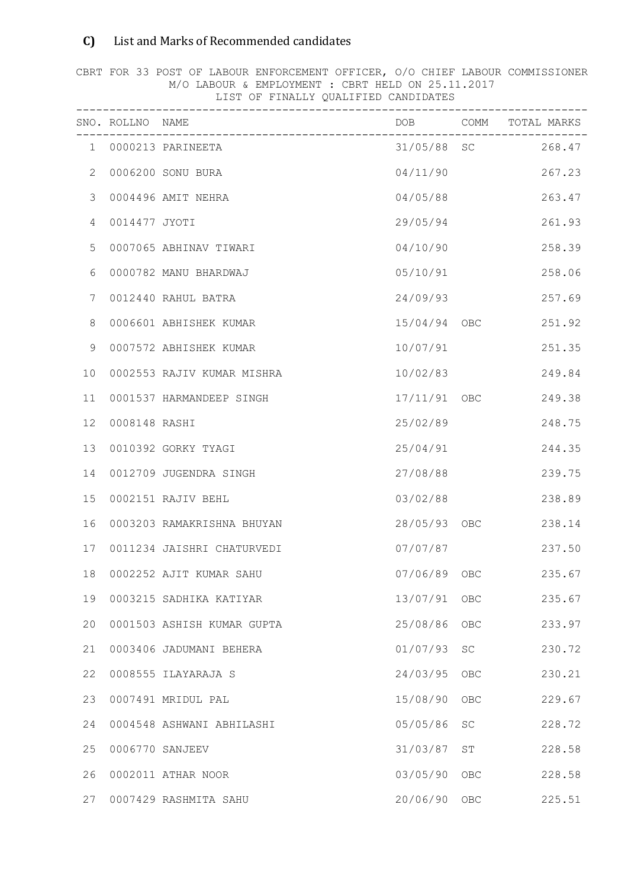## C) List and Marks of Recommended candidates

CBRT FOR 33 POST OF LABOUR ENFORCEMENT OFFICER, O/O CHIEF LABOUR COMMISSIONER
M/O LABOUR & EMPLOYMENT : CBRT HELD ON 25.11.2017
LIST OF FINALLY QUALIFIED CANDIDATES

| SNO. | ROLLNO | NAME | DOB | COMM | TOTAL MARKS |
|---|---|---|---|---|---|
| 1 | 0000213 | PARINEETA | 31/05/88 | SC | 268.47 |
| 2 | 0006200 | SONU BURA | 04/11/90 | | 267.23 |
| 3 | 0004496 | AMIT NEHRA | 04/05/88 | | 263.47 |
| 4 | 0014477 | JYOTI | 29/05/94 | | 261.93 |
| 5 | 0007065 | ABHINAV TIWARI | 04/10/90 | | 258.39 |
| 6 | 0000782 | MANU BHARDWAJ | 05/10/91 | | 258.06 |
| 7 | 0012440 | RAHUL BATRA | 24/09/93 | | 257.69 |
| 8 | 0006601 | ABHISHEK KUMAR | 15/04/94 | OBC | 251.92 |
| 9 | 0007572 | ABHISHEK KUMAR | 10/07/91 | | 251.35 |
| 10 | 0002553 | RAJIV KUMAR MISHRA | 10/02/83 | | 249.84 |
| 11 | 0001537 | HARMANDEEP SINGH | 17/11/91 | OBC | 249.38 |
| 12 | 0008148 | RASHI | 25/02/89 | | 248.75 |
| 13 | 0010392 | GORKY TYAGI | 25/04/91 | | 244.35 |
| 14 | 0012709 | JUGENDRA SINGH | 27/08/88 | | 239.75 |
| 15 | 0002151 | RAJIV BEHL | 03/02/88 | | 238.89 |
| 16 | 0003203 | RAMAKRISHNA BHUYAN | 28/05/93 | OBC | 238.14 |
| 17 | 0011234 | JAISHRI CHATURVEDI | 07/07/87 | | 237.50 |
| 18 | 0002252 | AJIT KUMAR SAHU | 07/06/89 | OBC | 235.67 |
| 19 | 0003215 | SADHIKA KATIYAR | 13/07/91 | OBC | 235.67 |
| 20 | 0001503 | ASHISH KUMAR GUPTA | 25/08/86 | OBC | 233.97 |
| 21 | 0003406 | JADUMANI BEHERA | 01/07/93 | SC | 230.72 |
| 22 | 0008555 | ILAYARAJA S | 24/03/95 | OBC | 230.21 |
| 23 | 0007491 | MRIDUL PAL | 15/08/90 | OBC | 229.67 |
| 24 | 0004548 | ASHWANI ABHILASHI | 05/05/86 | SC | 228.72 |
| 25 | 0006770 | SANJEEV | 31/03/87 | ST | 228.58 |
| 26 | 0002011 | ATHAR NOOR | 03/05/90 | OBC | 228.58 |
| 27 | 0007429 | RASHMITA SAHU | 20/06/90 | OBC | 225.51 |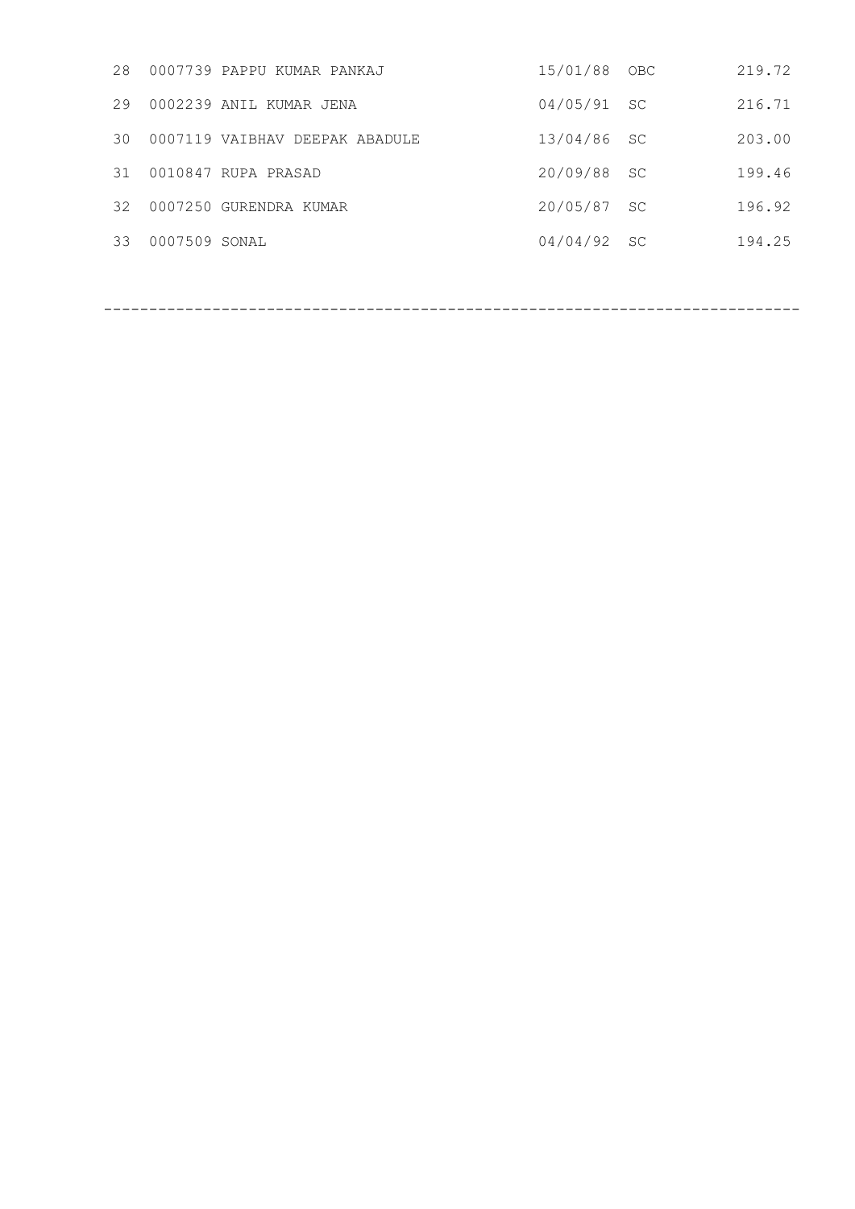| | | | | | |
|---|---|---|---|---|---|
| 28 | 0007739 | PAPPU KUMAR PANKAJ | 15/01/88 | OBC | 219.72 |
| 29 | 0002239 | ANIL KUMAR JENA | 04/05/91 | SC | 216.71 |
| 30 | 0007119 | VAIBHAV DEEPAK ABADULE | 13/04/86 | SC | 203.00 |
| 31 | 0010847 | RUPA PRASAD | 20/09/88 | SC | 199.46 |
| 32 | 0007250 | GURENDRA KUMAR | 20/05/87 | SC | 196.92 |
| 33 | 0007509 | SONAL | 04/04/92 | SC | 194.25 |

---